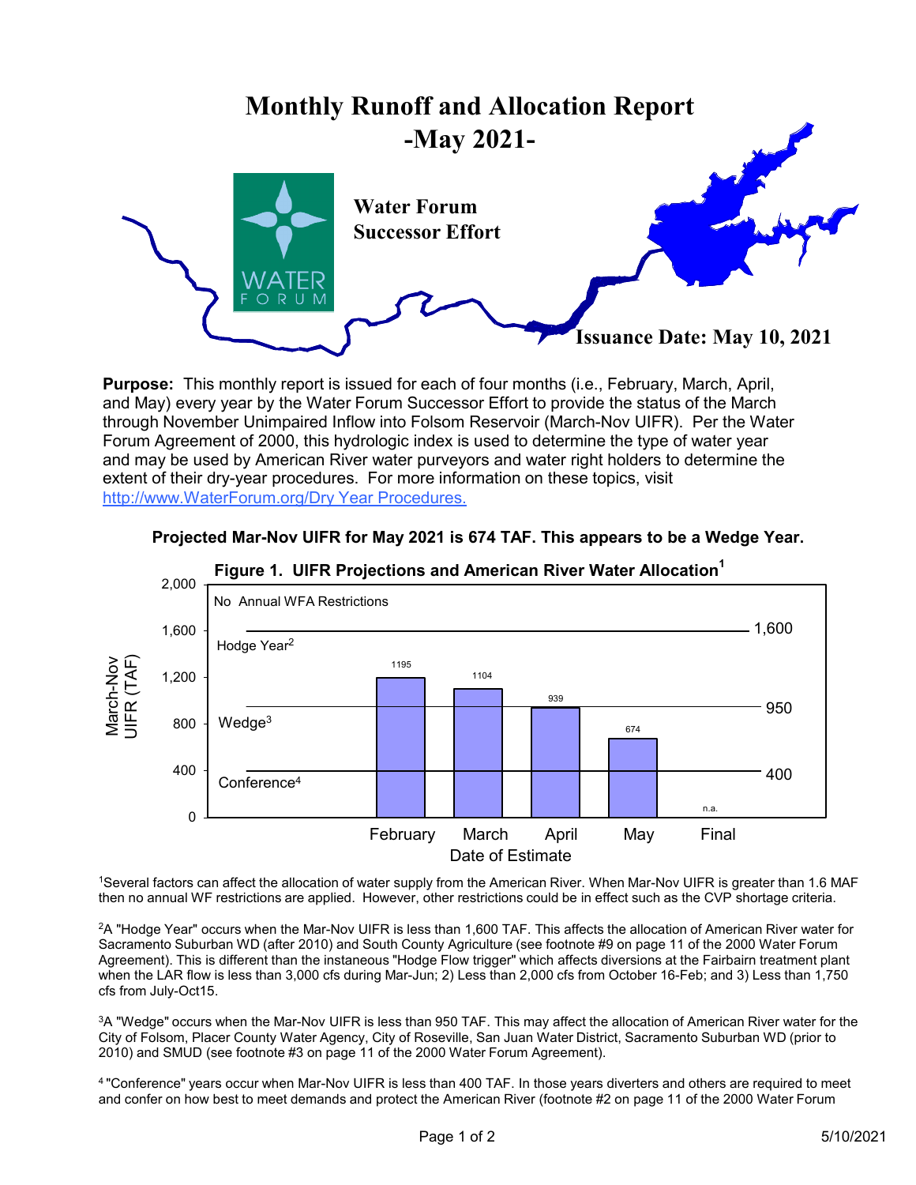# Monthly Runoff and Allocation Report

## -May 2021-

**Water Forum Successor Effort**

**Issuance Date: May 10, 2021**

**Purpose:** This monthly report is issued for each of four months (i.e., February, March, April, and May) every year by the Water Forum Successor Effort to provide the status of the March through November Unimpaired Inflow into Folsom Reservoir (March-Nov UIFR). Per the Water Forum Agreement of 2000, this hydrologic index is used to determine the type of water year and may be used by American River water purveyors and water right holders to determine the extent of their dry-year procedures. For more information on these topics, visit [http://www.WaterForum.org/Dry Year Procedures.](http://www.WaterForum.org/Dry Year Procedures.)

**Projected Mar-Nov UIFR for May 2021 is 674 TAF. This appears to be a Wedge Year.**

**Figure 1. UIFR Projections and American River Water Allocation[1]**

| Date of Estimate | March-Nov UIFR (TAF) |
|---|---|
| February | 1195 |
| March | 1104 |
| April | 939 |
| May | 674 |
| Final | n.a. |

Thresholds: No Annual WFA Restrictions (above 1,600); Hodge Year[2] (1,600); Wedge[3] (950); Conference[4] (400)

[1]Several factors can affect the allocation of water supply from the American River. When Mar-Nov UIFR is greater than 1.6 MAF then no annual WF restrictions are applied. However, other restrictions could be in effect such as the CVP shortage criteria.

[2]A "Hodge Year" occurs when the Mar-Nov UIFR is less than 1,600 TAF. This affects the allocation of American River water for Sacramento Suburban WD (after 2010) and South County Agriculture (see footnote #9 on page 11 of the 2000 Water Forum Agreement). This is different than the instaneous "Hodge Flow trigger" which affects diversions at the Fairbairn treatment plant when the LAR flow is less than 3,000 cfs during Mar-Jun; 2) Less than 2,000 cfs from October 16-Feb; and 3) Less than 1,750 cfs from July-Oct15.

[3]A "Wedge" occurs when the Mar-Nov UIFR is less than 950 TAF. This may affect the allocation of American River water for the City of Folsom, Placer County Water Agency, City of Roseville, San Juan Water District, Sacramento Suburban WD (prior to 2010) and SMUD (see footnote #3 on page 11 of the 2000 Water Forum Agreement).

[4] "Conference" years occur when Mar-Nov UIFR is less than 400 TAF. In those years diverters and others are required to meet and confer on how best to meet demands and protect the American River (footnote #2 on page 11 of the 2000 Water Forum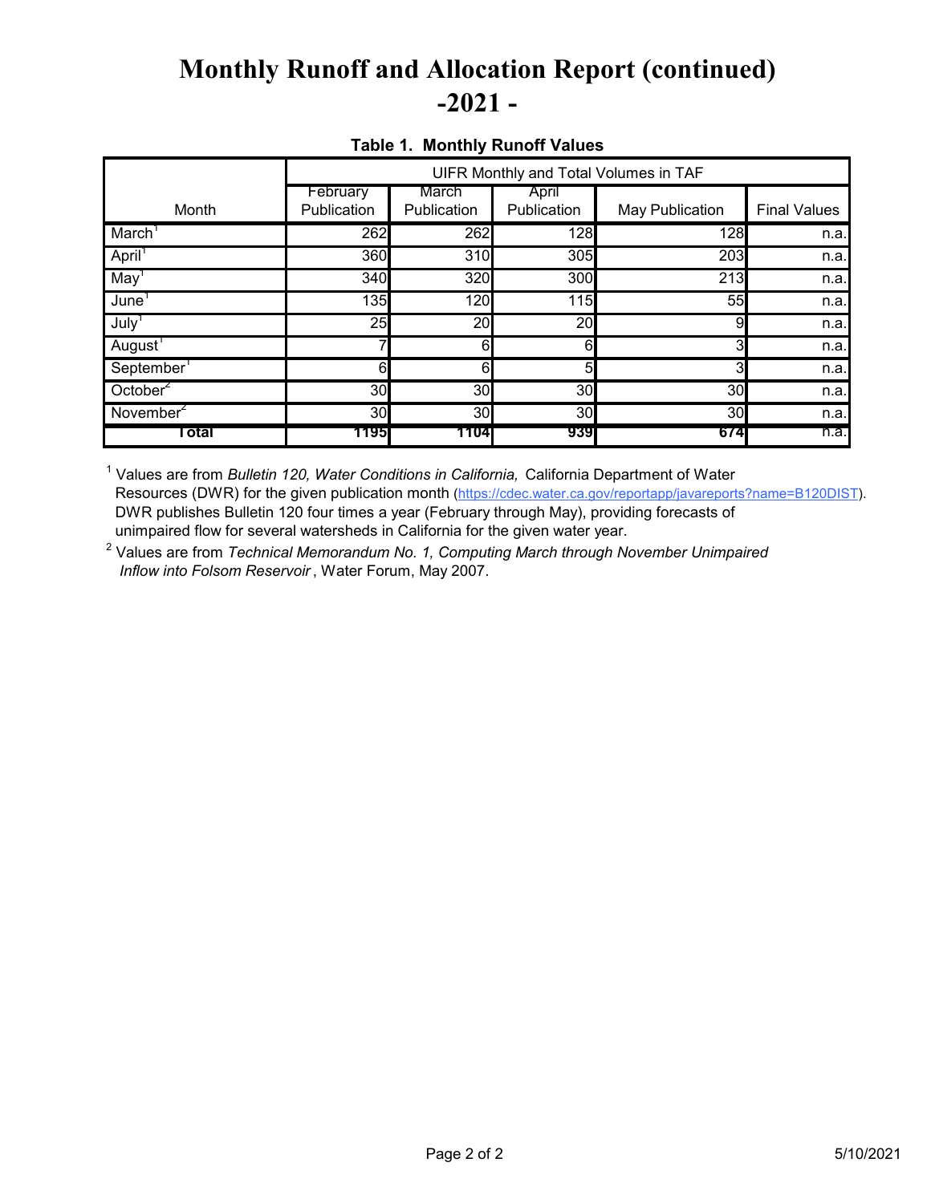# Monthly Runoff and Allocation Report (continued)
# -2021 -

**Table 1. Monthly Runoff Values**

| Month | UIFR Monthly and Total Volumes in TAF | | | | |
|---|---|---|---|---|---|
| | February Publication | March Publication | April Publication | May Publication | Final Values |
| March[1] | 262 | 262 | 128 | 128 | n.a. |
| April[1] | 360 | 310 | 305 | 203 | n.a. |
| May[1] | 340 | 320 | 300 | 213 | n.a. |
| June[1] | 135 | 120 | 115 | 55 | n.a. |
| July[1] | 25 | 20 | 20 | 9 | n.a. |
| August[1] | 7 | 6 | 6 | 3 | n.a. |
| September[1] | 6 | 6 | 5 | 3 | n.a. |
| October[2] | 30 | 30 | 30 | 30 | n.a. |
| November[2] | 30 | 30 | 30 | 30 | n.a. |
| **Total** | **1195** | **1104** | **939** | **674** | n.a. |

[1] Values are from *Bulletin 120, Water Conditions in California,* California Department of Water Resources (DWR) for the given publication month (https://cdec.water.ca.gov/reportapp/javareports?name=B120DIST). DWR publishes Bulletin 120 four times a year (February through May), providing forecasts of unimpaired flow for several watersheds in California for the given water year.

[2] Values are from *Technical Memorandum No. 1, Computing March through November Unimpaired Inflow into Folsom Reservoir*, Water Forum, May 2007.